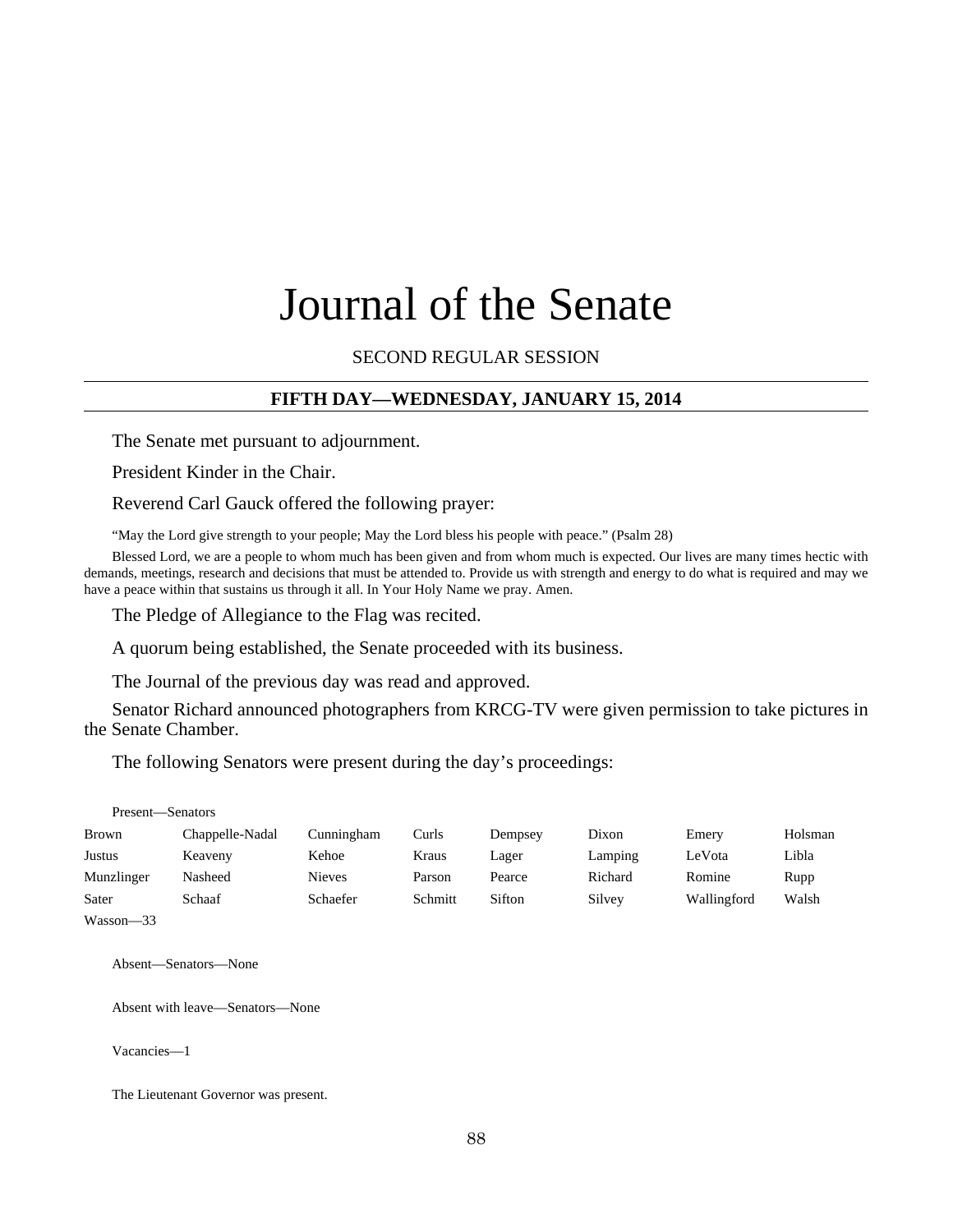# Journal of the Senate

SECOND REGULAR SESSION

## FIFTH DAY—WEDNESDAY, JANUARY 15, 2014

The Senate met pursuant to adjournment.

President Kinder in the Chair.

Reverend Carl Gauck offered the following prayer:

"May the Lord give strength to your people; May the Lord bless his people with peace." (Psalm 28)

Blessed Lord, we are a people to whom much has been given and from whom much is expected. Our lives are many times hectic with demands, meetings, research and decisions that must be attended to. Provide us with strength and energy to do what is required and may we have a peace within that sustains us through it all. In Your Holy Name we pray. Amen.

The Pledge of Allegiance to the Flag was recited.

A quorum being established, the Senate proceeded with its business.

The Journal of the previous day was read and approved.

Senator Richard announced photographers from KRCG-TV were given permission to take pictures in the Senate Chamber.

The following Senators were present during the day's proceedings:

Present—Senators

| | | | | | | | |
|---|---|---|---|---|---|---|---|
| Brown | Chappelle-Nadal | Cunningham | Curls | Dempsey | Dixon | Emery | Holsman |
| Justus | Keaveny | Kehoe | Kraus | Lager | Lamping | LeVota | Libla |
| Munzlinger | Nasheed | Nieves | Parson | Pearce | Richard | Romine | Rupp |
| Sater | Schaaf | Schaefer | Schmitt | Sifton | Silvey | Wallingford | Walsh |
| Wasson—33 | | | | | | | |

Absent—Senators—None

Absent with leave—Senators—None

Vacancies—1

The Lieutenant Governor was present.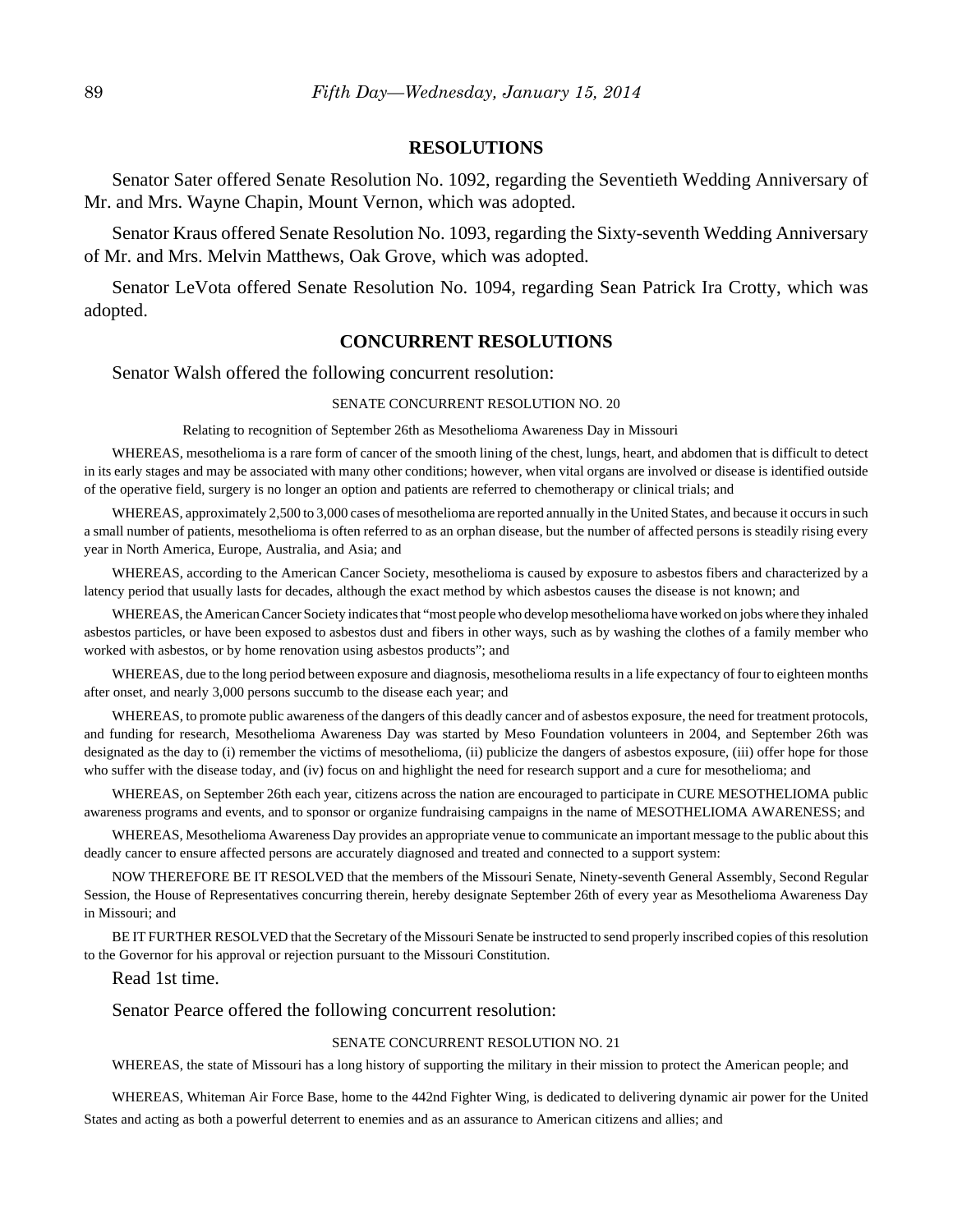## RESOLUTIONS

Senator Sater offered Senate Resolution No. 1092, regarding the Seventieth Wedding Anniversary of Mr. and Mrs. Wayne Chapin, Mount Vernon, which was adopted.

Senator Kraus offered Senate Resolution No. 1093, regarding the Sixty-seventh Wedding Anniversary of Mr. and Mrs. Melvin Matthews, Oak Grove, which was adopted.

Senator LeVota offered Senate Resolution No. 1094, regarding Sean Patrick Ira Crotty, which was adopted.

## CONCURRENT RESOLUTIONS

Senator Walsh offered the following concurrent resolution:

SENATE CONCURRENT RESOLUTION NO. 20

Relating to recognition of September 26th as Mesothelioma Awareness Day in Missouri

WHEREAS, mesothelioma is a rare form of cancer of the smooth lining of the chest, lungs, heart, and abdomen that is difficult to detect in its early stages and may be associated with many other conditions; however, when vital organs are involved or disease is identified outside of the operative field, surgery is no longer an option and patients are referred to chemotherapy or clinical trials; and

WHEREAS, approximately 2,500 to 3,000 cases of mesothelioma are reported annually in the United States, and because it occurs in such a small number of patients, mesothelioma is often referred to as an orphan disease, but the number of affected persons is steadily rising every year in North America, Europe, Australia, and Asia; and

WHEREAS, according to the American Cancer Society, mesothelioma is caused by exposure to asbestos fibers and characterized by a latency period that usually lasts for decades, although the exact method by which asbestos causes the disease is not known; and

WHEREAS, the American Cancer Society indicates that "most people who develop mesothelioma have worked on jobs where they inhaled asbestos particles, or have been exposed to asbestos dust and fibers in other ways, such as by washing the clothes of a family member who worked with asbestos, or by home renovation using asbestos products"; and

WHEREAS, due to the long period between exposure and diagnosis, mesothelioma results in a life expectancy of four to eighteen months after onset, and nearly 3,000 persons succumb to the disease each year; and

WHEREAS, to promote public awareness of the dangers of this deadly cancer and of asbestos exposure, the need for treatment protocols, and funding for research, Mesothelioma Awareness Day was started by Meso Foundation volunteers in 2004, and September 26th was designated as the day to (i) remember the victims of mesothelioma, (ii) publicize the dangers of asbestos exposure, (iii) offer hope for those who suffer with the disease today, and (iv) focus on and highlight the need for research support and a cure for mesothelioma; and

WHEREAS, on September 26th each year, citizens across the nation are encouraged to participate in CURE MESOTHELIOMA public awareness programs and events, and to sponsor or organize fundraising campaigns in the name of MESOTHELIOMA AWARENESS; and

WHEREAS, Mesothelioma Awareness Day provides an appropriate venue to communicate an important message to the public about this deadly cancer to ensure affected persons are accurately diagnosed and treated and connected to a support system:

NOW THEREFORE BE IT RESOLVED that the members of the Missouri Senate, Ninety-seventh General Assembly, Second Regular Session, the House of Representatives concurring therein, hereby designate September 26th of every year as Mesothelioma Awareness Day in Missouri; and

BE IT FURTHER RESOLVED that the Secretary of the Missouri Senate be instructed to send properly inscribed copies of this resolution to the Governor for his approval or rejection pursuant to the Missouri Constitution.

Read 1st time.

Senator Pearce offered the following concurrent resolution:

SENATE CONCURRENT RESOLUTION NO. 21

WHEREAS, the state of Missouri has a long history of supporting the military in their mission to protect the American people; and

WHEREAS, Whiteman Air Force Base, home to the 442nd Fighter Wing, is dedicated to delivering dynamic air power for the United States and acting as both a powerful deterrent to enemies and as an assurance to American citizens and allies; and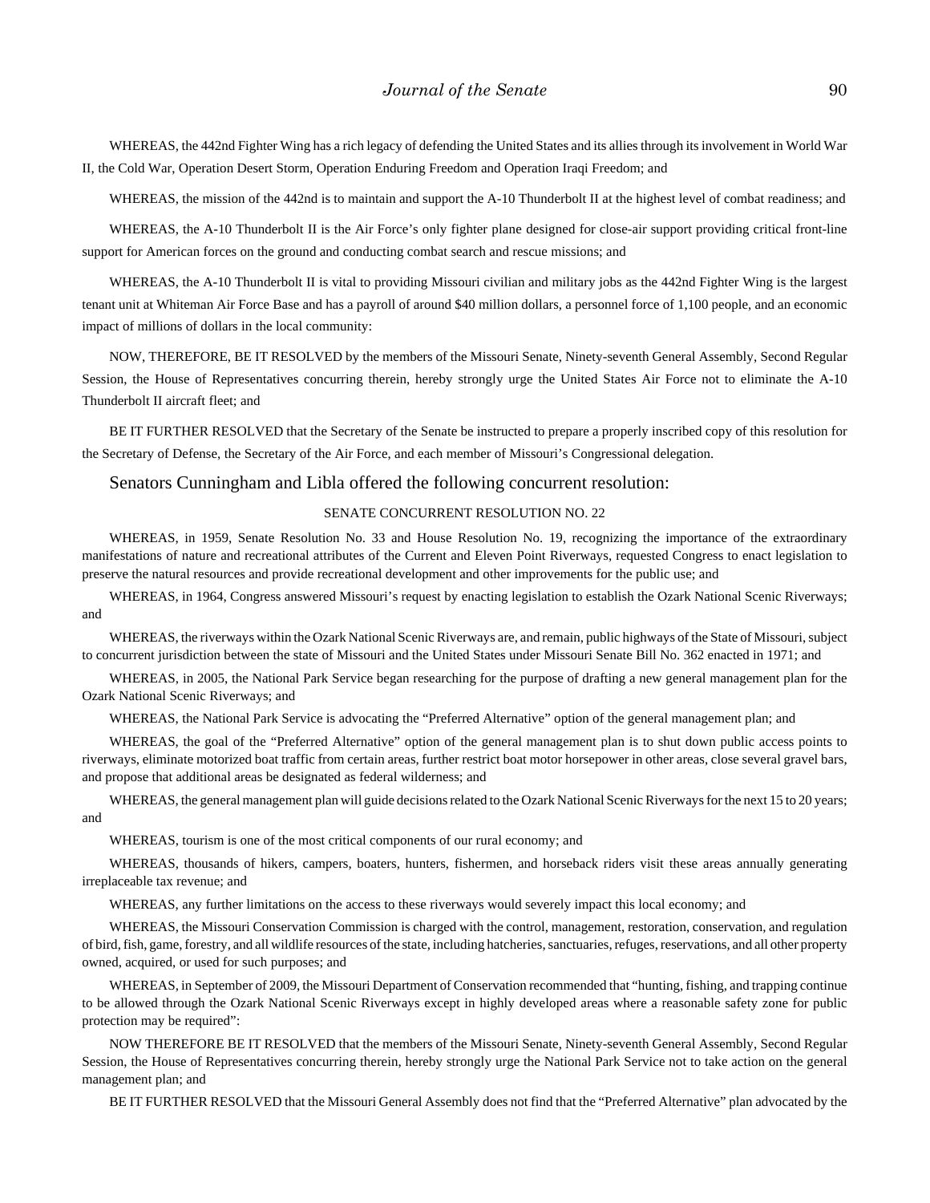WHEREAS, the 442nd Fighter Wing has a rich legacy of defending the United States and its allies through its involvement in World War II, the Cold War, Operation Desert Storm, Operation Enduring Freedom and Operation Iraqi Freedom; and

WHEREAS, the mission of the 442nd is to maintain and support the A-10 Thunderbolt II at the highest level of combat readiness; and

WHEREAS, the A-10 Thunderbolt II is the Air Force's only fighter plane designed for close-air support providing critical front-line support for American forces on the ground and conducting combat search and rescue missions; and

WHEREAS, the A-10 Thunderbolt II is vital to providing Missouri civilian and military jobs as the 442nd Fighter Wing is the largest tenant unit at Whiteman Air Force Base and has a payroll of around $40 million dollars, a personnel force of 1,100 people, and an economic impact of millions of dollars in the local community:

NOW, THEREFORE, BE IT RESOLVED by the members of the Missouri Senate, Ninety-seventh General Assembly, Second Regular Session, the House of Representatives concurring therein, hereby strongly urge the United States Air Force not to eliminate the A-10 Thunderbolt II aircraft fleet; and

BE IT FURTHER RESOLVED that the Secretary of the Senate be instructed to prepare a properly inscribed copy of this resolution for the Secretary of Defense, the Secretary of the Air Force, and each member of Missouri's Congressional delegation.

Senators Cunningham and Libla offered the following concurrent resolution:

SENATE CONCURRENT RESOLUTION NO. 22

WHEREAS, in 1959, Senate Resolution No. 33 and House Resolution No. 19, recognizing the importance of the extraordinary manifestations of nature and recreational attributes of the Current and Eleven Point Riverways, requested Congress to enact legislation to preserve the natural resources and provide recreational development and other improvements for the public use; and

WHEREAS, in 1964, Congress answered Missouri's request by enacting legislation to establish the Ozark National Scenic Riverways; and

WHEREAS, the riverways within the Ozark National Scenic Riverways are, and remain, public highways of the State of Missouri, subject to concurrent jurisdiction between the state of Missouri and the United States under Missouri Senate Bill No. 362 enacted in 1971; and

WHEREAS, in 2005, the National Park Service began researching for the purpose of drafting a new general management plan for the Ozark National Scenic Riverways; and

WHEREAS, the National Park Service is advocating the "Preferred Alternative" option of the general management plan; and

WHEREAS, the goal of the "Preferred Alternative" option of the general management plan is to shut down public access points to riverways, eliminate motorized boat traffic from certain areas, further restrict boat motor horsepower in other areas, close several gravel bars, and propose that additional areas be designated as federal wilderness; and

WHEREAS, the general management plan will guide decisions related to the Ozark National Scenic Riverways for the next 15 to 20 years; and

WHEREAS, tourism is one of the most critical components of our rural economy; and

WHEREAS, thousands of hikers, campers, boaters, hunters, fishermen, and horseback riders visit these areas annually generating irreplaceable tax revenue; and

WHEREAS, any further limitations on the access to these riverways would severely impact this local economy; and

WHEREAS, the Missouri Conservation Commission is charged with the control, management, restoration, conservation, and regulation of bird, fish, game, forestry, and all wildlife resources of the state, including hatcheries, sanctuaries, refuges, reservations, and all other property owned, acquired, or used for such purposes; and

WHEREAS, in September of 2009, the Missouri Department of Conservation recommended that "hunting, fishing, and trapping continue to be allowed through the Ozark National Scenic Riverways except in highly developed areas where a reasonable safety zone for public protection may be required":

NOW THEREFORE BE IT RESOLVED that the members of the Missouri Senate, Ninety-seventh General Assembly, Second Regular Session, the House of Representatives concurring therein, hereby strongly urge the National Park Service not to take action on the general management plan; and

BE IT FURTHER RESOLVED that the Missouri General Assembly does not find that the "Preferred Alternative" plan advocated by the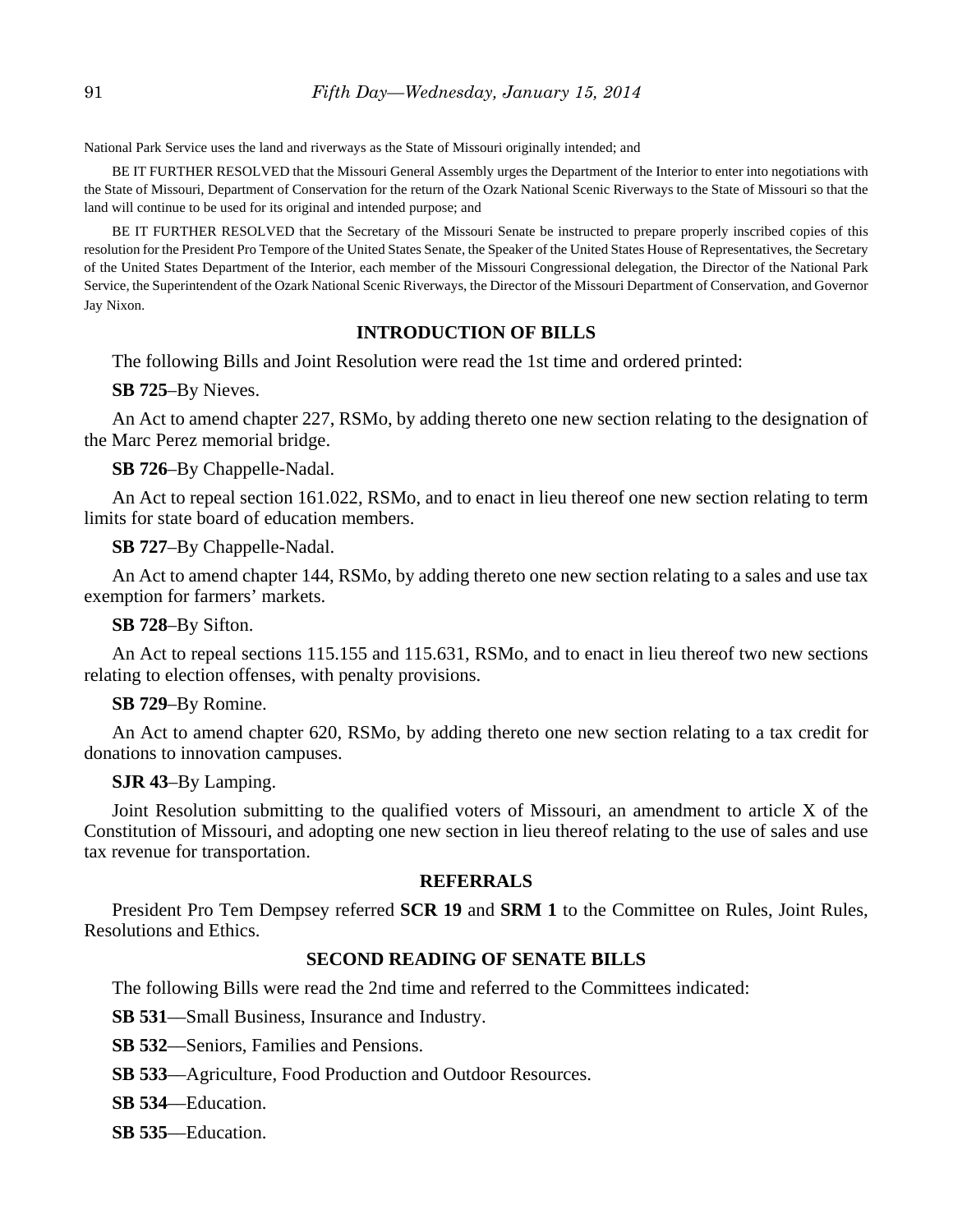National Park Service uses the land and riverways as the State of Missouri originally intended; and

BE IT FURTHER RESOLVED that the Missouri General Assembly urges the Department of the Interior to enter into negotiations with the State of Missouri, Department of Conservation for the return of the Ozark National Scenic Riverways to the State of Missouri so that the land will continue to be used for its original and intended purpose; and

BE IT FURTHER RESOLVED that the Secretary of the Missouri Senate be instructed to prepare properly inscribed copies of this resolution for the President Pro Tempore of the United States Senate, the Speaker of the United States House of Representatives, the Secretary of the United States Department of the Interior, each member of the Missouri Congressional delegation, the Director of the National Park Service, the Superintendent of the Ozark National Scenic Riverways, the Director of the Missouri Department of Conservation, and Governor Jay Nixon.

## INTRODUCTION OF BILLS

The following Bills and Joint Resolution were read the 1st time and ordered printed:

**SB 725**–By Nieves.

An Act to amend chapter 227, RSMo, by adding thereto one new section relating to the designation of the Marc Perez memorial bridge.

**SB 726**–By Chappelle-Nadal.

An Act to repeal section 161.022, RSMo, and to enact in lieu thereof one new section relating to term limits for state board of education members.

**SB 727**–By Chappelle-Nadal.

An Act to amend chapter 144, RSMo, by adding thereto one new section relating to a sales and use tax exemption for farmers' markets.

**SB 728**–By Sifton.

An Act to repeal sections 115.155 and 115.631, RSMo, and to enact in lieu thereof two new sections relating to election offenses, with penalty provisions.

**SB 729**–By Romine.

An Act to amend chapter 620, RSMo, by adding thereto one new section relating to a tax credit for donations to innovation campuses.

**SJR 43**–By Lamping.

Joint Resolution submitting to the qualified voters of Missouri, an amendment to article X of the Constitution of Missouri, and adopting one new section in lieu thereof relating to the use of sales and use tax revenue for transportation.

## REFERRALS

President Pro Tem Dempsey referred **SCR 19** and **SRM 1** to the Committee on Rules, Joint Rules, Resolutions and Ethics.

## SECOND READING OF SENATE BILLS

The following Bills were read the 2nd time and referred to the Committees indicated:

**SB 531**—Small Business, Insurance and Industry.

**SB 532**—Seniors, Families and Pensions.

**SB 533**—Agriculture, Food Production and Outdoor Resources.

**SB 534**—Education.

**SB 535**—Education.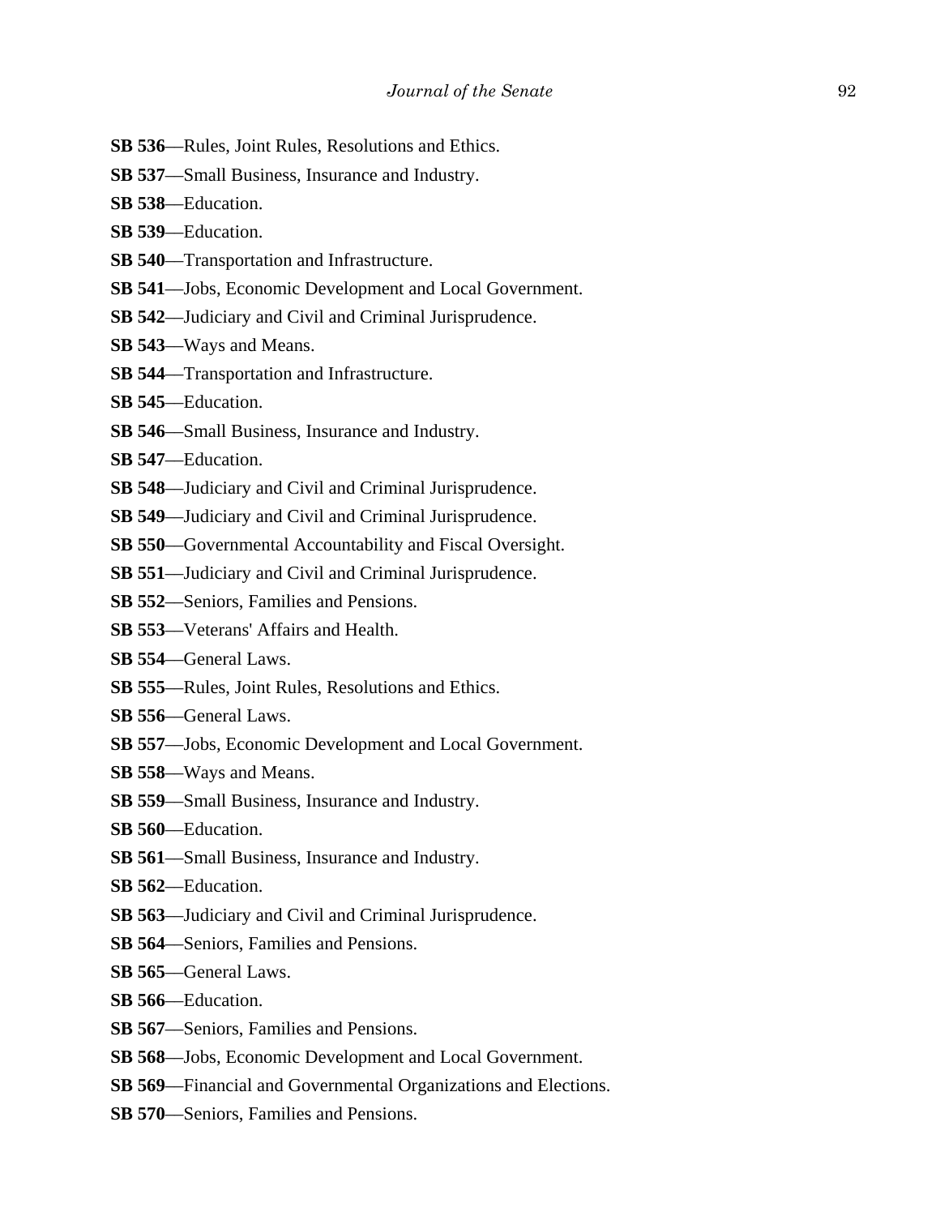**SB 536**—Rules, Joint Rules, Resolutions and Ethics.

**SB 537**—Small Business, Insurance and Industry.

**SB 538**—Education.

**SB 539**—Education.

**SB 540**—Transportation and Infrastructure.

**SB 541**—Jobs, Economic Development and Local Government.

**SB 542**—Judiciary and Civil and Criminal Jurisprudence.

**SB 543**—Ways and Means.

**SB 544**—Transportation and Infrastructure.

**SB 545**—Education.

**SB 546**—Small Business, Insurance and Industry.

**SB 547**—Education.

**SB 548**—Judiciary and Civil and Criminal Jurisprudence.

**SB 549**—Judiciary and Civil and Criminal Jurisprudence.

**SB 550**—Governmental Accountability and Fiscal Oversight.

**SB 551**—Judiciary and Civil and Criminal Jurisprudence.

**SB 552**—Seniors, Families and Pensions.

**SB 553**—Veterans' Affairs and Health.

**SB 554**—General Laws.

**SB 555**—Rules, Joint Rules, Resolutions and Ethics.

**SB 556**—General Laws.

**SB 557**—Jobs, Economic Development and Local Government.

**SB 558**—Ways and Means.

**SB 559**—Small Business, Insurance and Industry.

**SB 560**—Education.

**SB 561**—Small Business, Insurance and Industry.

**SB 562**—Education.

**SB 563**—Judiciary and Civil and Criminal Jurisprudence.

**SB 564**—Seniors, Families and Pensions.

**SB 565**—General Laws.

**SB 566**—Education.

**SB 567**—Seniors, Families and Pensions.

**SB 568**—Jobs, Economic Development and Local Government.

**SB 569**—Financial and Governmental Organizations and Elections.

**SB 570**—Seniors, Families and Pensions.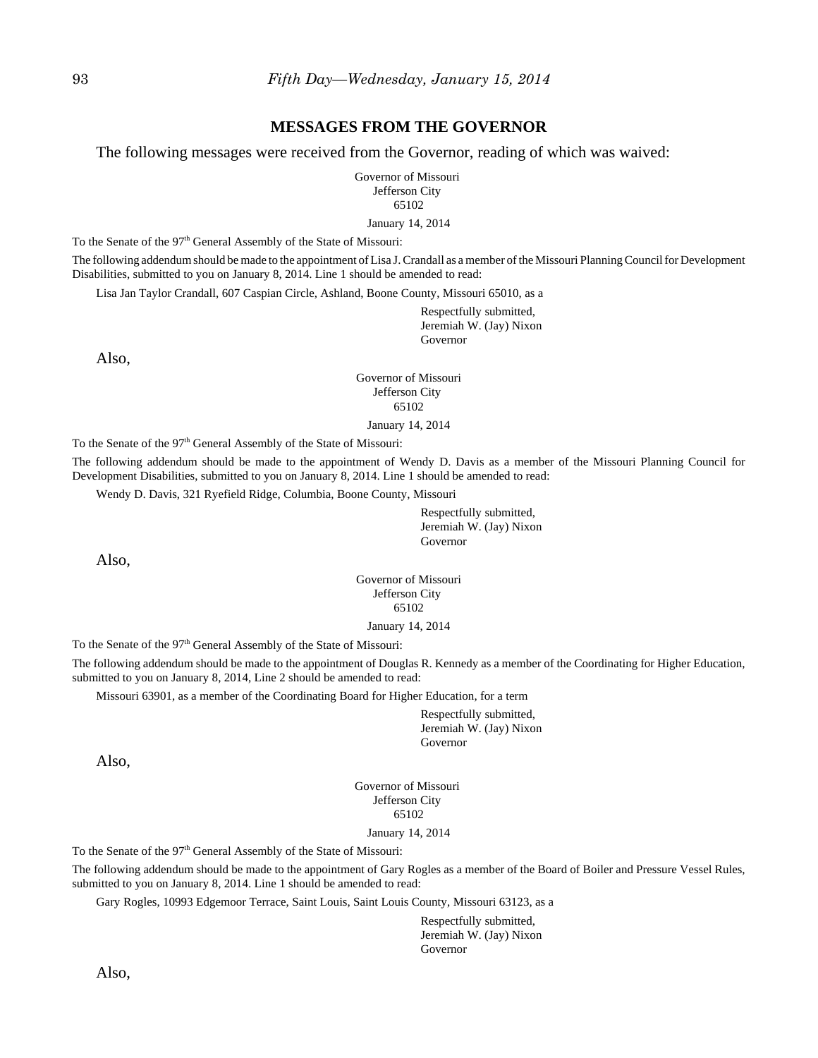## MESSAGES FROM THE GOVERNOR

The following messages were received from the Governor, reading of which was waived:

Governor of Missouri
Jefferson City
65102

January 14, 2014

To the Senate of the 97th General Assembly of the State of Missouri:

The following addendum should be made to the appointment of Lisa J. Crandall as a member of the Missouri Planning Council for Development Disabilities, submitted to you on January 8, 2014. Line 1 should be amended to read:

Lisa Jan Taylor Crandall, 607 Caspian Circle, Ashland, Boone County, Missouri 65010, as a

Respectfully submitted,
Jeremiah W. (Jay) Nixon
Governor

Also,

Governor of Missouri
Jefferson City
65102

January 14, 2014

To the Senate of the 97th General Assembly of the State of Missouri:

The following addendum should be made to the appointment of Wendy D. Davis as a member of the Missouri Planning Council for Development Disabilities, submitted to you on January 8, 2014. Line 1 should be amended to read:

Wendy D. Davis, 321 Ryefield Ridge, Columbia, Boone County, Missouri

Respectfully submitted,
Jeremiah W. (Jay) Nixon
Governor

Also,

Governor of Missouri
Jefferson City
65102

January 14, 2014

To the Senate of the 97th General Assembly of the State of Missouri:

The following addendum should be made to the appointment of Douglas R. Kennedy as a member of the Coordinating for Higher Education, submitted to you on January 8, 2014, Line 2 should be amended to read:

Missouri 63901, as a member of the Coordinating Board for Higher Education, for a term

Respectfully submitted,
Jeremiah W. (Jay) Nixon
Governor

Also,

Governor of Missouri
Jefferson City
65102

January 14, 2014

To the Senate of the 97th General Assembly of the State of Missouri:

The following addendum should be made to the appointment of Gary Rogles as a member of the Board of Boiler and Pressure Vessel Rules, submitted to you on January 8, 2014. Line 1 should be amended to read:

Gary Rogles, 10993 Edgemoor Terrace, Saint Louis, Saint Louis County, Missouri 63123, as a

Respectfully submitted,
Jeremiah W. (Jay) Nixon
Governor

Also,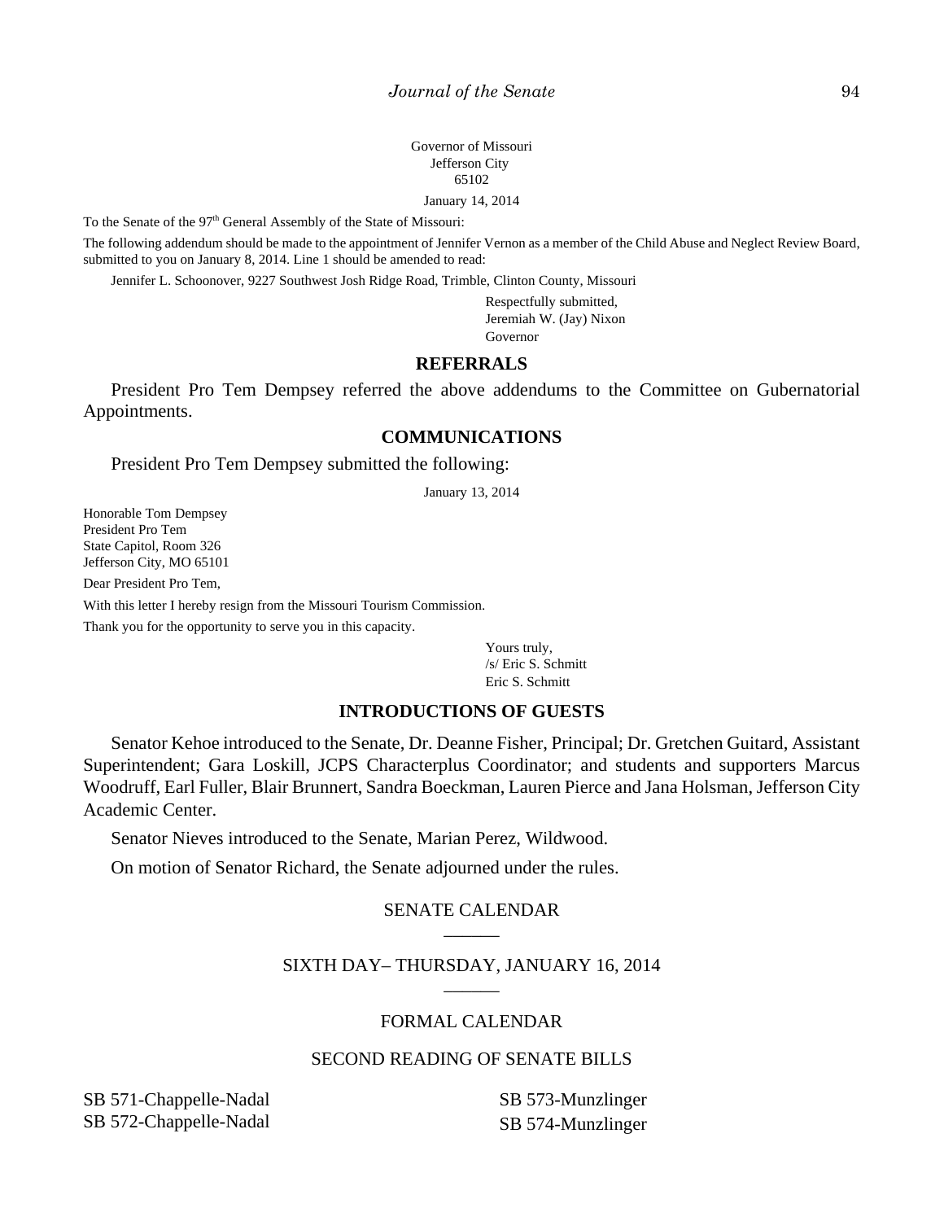Governor of Missouri
Jefferson City
65102

January 14, 2014

To the Senate of the 97th General Assembly of the State of Missouri:

The following addendum should be made to the appointment of Jennifer Vernon as a member of the Child Abuse and Neglect Review Board, submitted to you on January 8, 2014. Line 1 should be amended to read:

Jennifer L. Schoonover, 9227 Southwest Josh Ridge Road, Trimble, Clinton County, Missouri

Respectfully submitted,
Jeremiah W. (Jay) Nixon
Governor

## REFERRALS

President Pro Tem Dempsey referred the above addendums to the Committee on Gubernatorial Appointments.

## COMMUNICATIONS

President Pro Tem Dempsey submitted the following:

January 13, 2014

Honorable Tom Dempsey
President Pro Tem
State Capitol, Room 326
Jefferson City, MO 65101

Dear President Pro Tem,

With this letter I hereby resign from the Missouri Tourism Commission.

Thank you for the opportunity to serve you in this capacity.

Yours truly,
/s/ Eric S. Schmitt
Eric S. Schmitt

## INTRODUCTIONS OF GUESTS

Senator Kehoe introduced to the Senate, Dr. Deanne Fisher, Principal; Dr. Gretchen Guitard, Assistant Superintendent; Gara Loskill, JCPS Characterplus Coordinator; and students and supporters Marcus Woodruff, Earl Fuller, Blair Brunnert, Sandra Boeckman, Lauren Pierce and Jana Holsman, Jefferson City Academic Center.

Senator Nieves introduced to the Senate, Marian Perez, Wildwood.

On motion of Senator Richard, the Senate adjourned under the rules.

## SENATE CALENDAR

______

## SIXTH DAY– THURSDAY, JANUARY 16, 2014

______

## FORMAL CALENDAR

## SECOND READING OF SENATE BILLS

SB 571-Chappelle-Nadal
SB 572-Chappelle-Nadal
SB 573-Munzlinger
SB 574-Munzlinger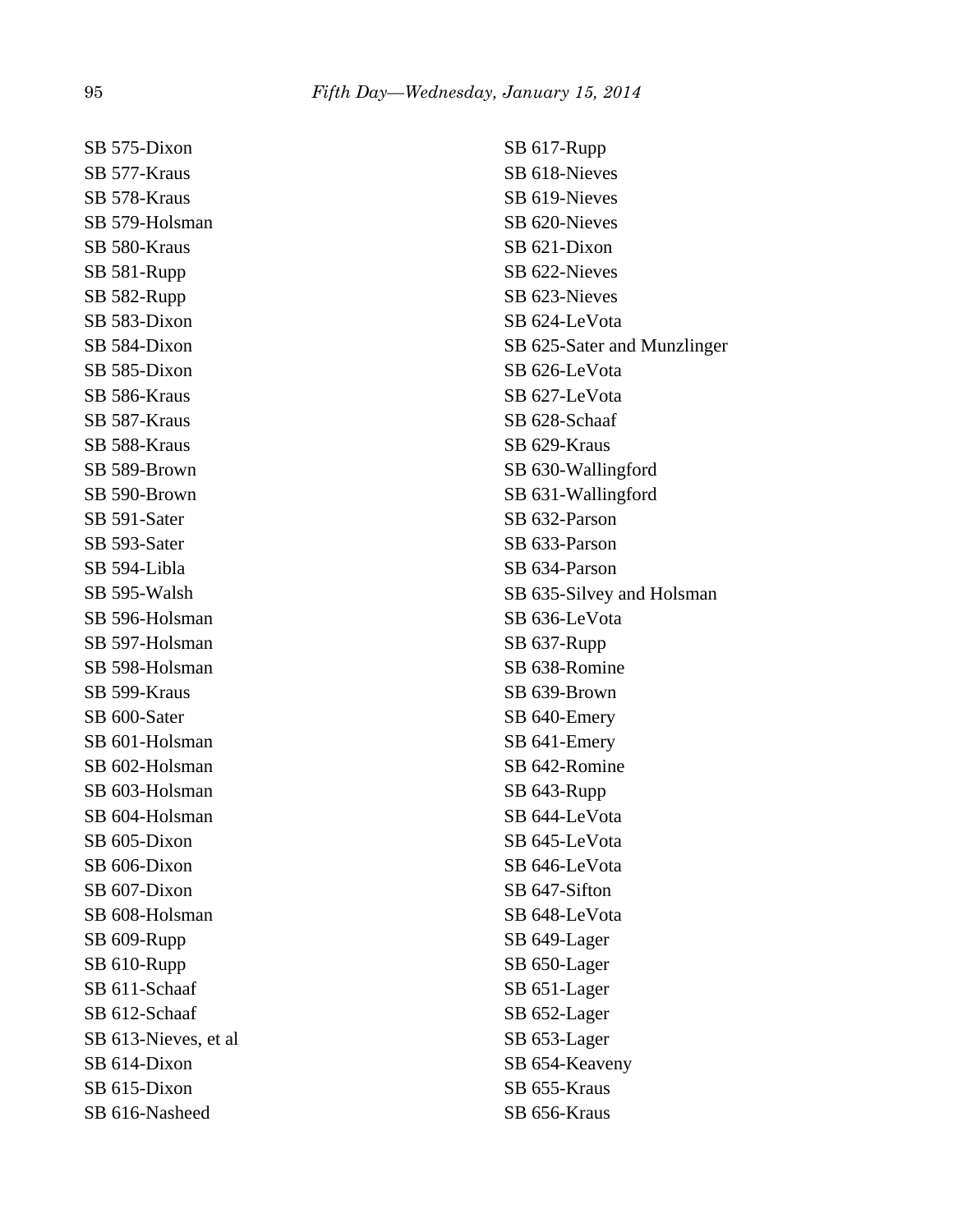SB 575-Dixon
SB 577-Kraus
SB 578-Kraus
SB 579-Holsman
SB 580-Kraus
SB 581-Rupp
SB 582-Rupp
SB 583-Dixon
SB 584-Dixon
SB 585-Dixon
SB 586-Kraus
SB 587-Kraus
SB 588-Kraus
SB 589-Brown
SB 590-Brown
SB 591-Sater
SB 593-Sater
SB 594-Libla
SB 595-Walsh
SB 596-Holsman
SB 597-Holsman
SB 598-Holsman
SB 599-Kraus
SB 600-Sater
SB 601-Holsman
SB 602-Holsman
SB 603-Holsman
SB 604-Holsman
SB 605-Dixon
SB 606-Dixon
SB 607-Dixon
SB 608-Holsman
SB 609-Rupp
SB 610-Rupp
SB 611-Schaaf
SB 612-Schaaf
SB 613-Nieves, et al
SB 614-Dixon
SB 615-Dixon
SB 616-Nasheed
SB 617-Rupp
SB 618-Nieves
SB 619-Nieves
SB 620-Nieves
SB 621-Dixon
SB 622-Nieves
SB 623-Nieves
SB 624-LeVota
SB 625-Sater and Munzlinger
SB 626-LeVota
SB 627-LeVota
SB 628-Schaaf
SB 629-Kraus
SB 630-Wallingford
SB 631-Wallingford
SB 632-Parson
SB 633-Parson
SB 634-Parson
SB 635-Silvey and Holsman
SB 636-LeVota
SB 637-Rupp
SB 638-Romine
SB 639-Brown
SB 640-Emery
SB 641-Emery
SB 642-Romine
SB 643-Rupp
SB 644-LeVota
SB 645-LeVota
SB 646-LeVota
SB 647-Sifton
SB 648-LeVota
SB 649-Lager
SB 650-Lager
SB 651-Lager
SB 652-Lager
SB 653-Lager
SB 654-Keaveny
SB 655-Kraus
SB 656-Kraus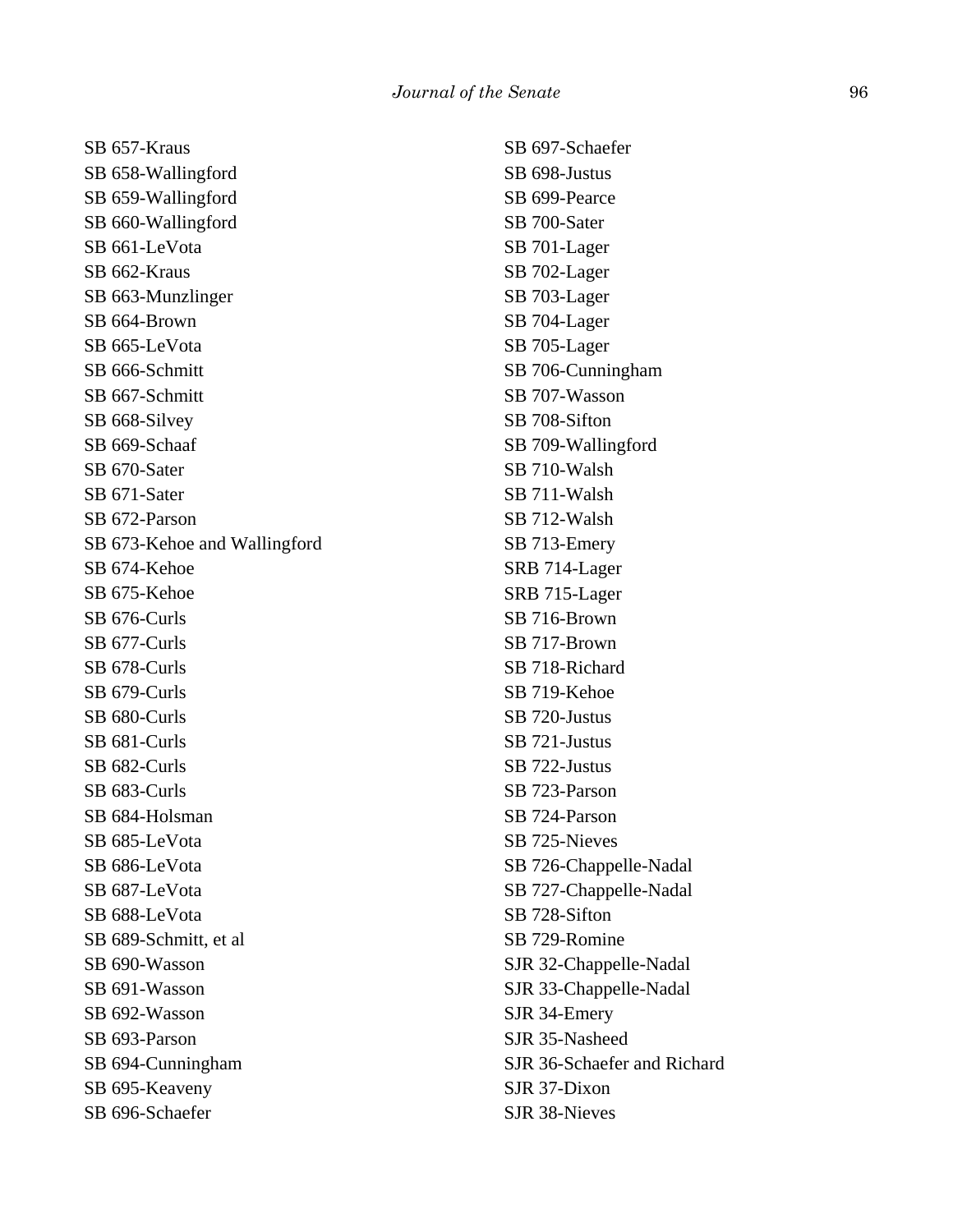SB 657-Kraus
SB 658-Wallingford
SB 659-Wallingford
SB 660-Wallingford
SB 661-LeVota
SB 662-Kraus
SB 663-Munzlinger
SB 664-Brown
SB 665-LeVota
SB 666-Schmitt
SB 667-Schmitt
SB 668-Silvey
SB 669-Schaaf
SB 670-Sater
SB 671-Sater
SB 672-Parson
SB 673-Kehoe and Wallingford
SB 674-Kehoe
SB 675-Kehoe
SB 676-Curls
SB 677-Curls
SB 678-Curls
SB 679-Curls
SB 680-Curls
SB 681-Curls
SB 682-Curls
SB 683-Curls
SB 684-Holsman
SB 685-LeVota
SB 686-LeVota
SB 687-LeVota
SB 688-LeVota
SB 689-Schmitt, et al
SB 690-Wasson
SB 691-Wasson
SB 692-Wasson
SB 693-Parson
SB 694-Cunningham
SB 695-Keaveny
SB 696-Schaefer
SB 697-Schaefer
SB 698-Justus
SB 699-Pearce
SB 700-Sater
SB 701-Lager
SB 702-Lager
SB 703-Lager
SB 704-Lager
SB 705-Lager
SB 706-Cunningham
SB 707-Wasson
SB 708-Sifton
SB 709-Wallingford
SB 710-Walsh
SB 711-Walsh
SB 712-Walsh
SB 713-Emery
SRB 714-Lager
SRB 715-Lager
SB 716-Brown
SB 717-Brown
SB 718-Richard
SB 719-Kehoe
SB 720-Justus
SB 721-Justus
SB 722-Justus
SB 723-Parson
SB 724-Parson
SB 725-Nieves
SB 726-Chappelle-Nadal
SB 727-Chappelle-Nadal
SB 728-Sifton
SB 729-Romine
SJR 32-Chappelle-Nadal
SJR 33-Chappelle-Nadal
SJR 34-Emery
SJR 35-Nasheed
SJR 36-Schaefer and Richard
SJR 37-Dixon
SJR 38-Nieves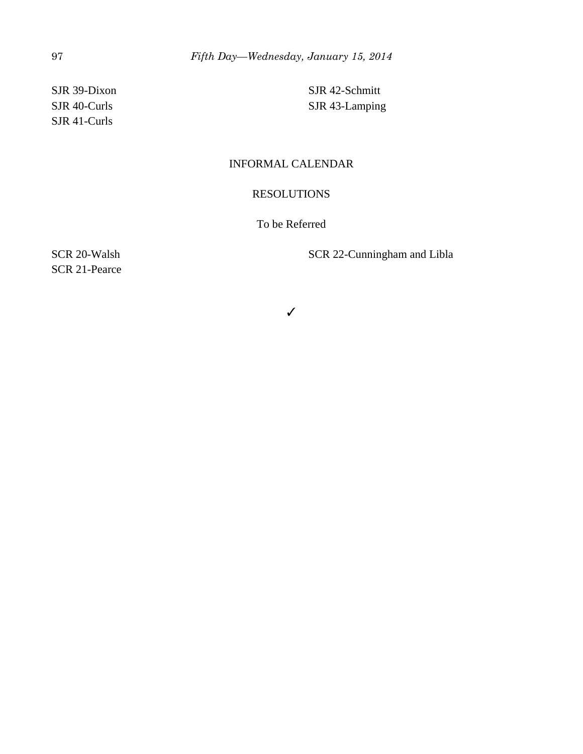SJR 39-Dixon
SJR 40-Curls
SJR 41-Curls
SJR 42-Schmitt
SJR 43-Lamping

INFORMAL CALENDAR

RESOLUTIONS

To be Referred

SCR 20-Walsh
SCR 21-Pearce
SCR 22-Cunningham and Libla

✓